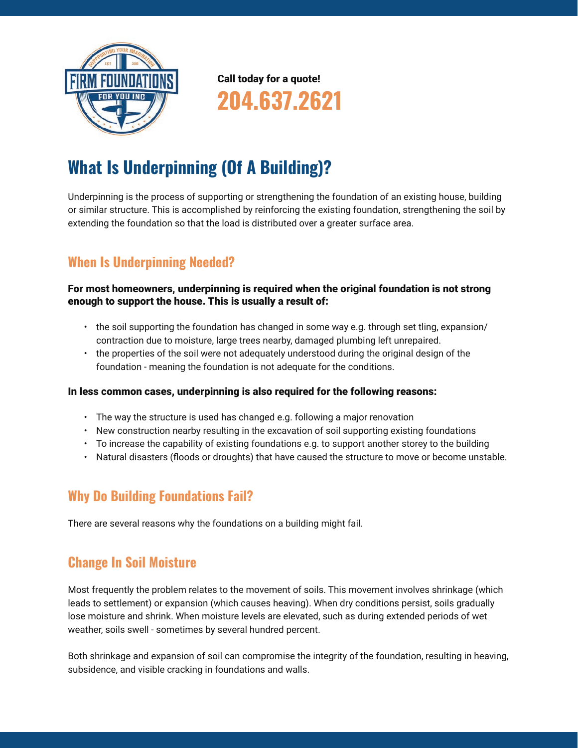Call today for a quote!

**204.637.2621**

# What Is Underpinning (Of A Building)?

Underpinning is the process of supporting or strengthening the foundation of an existing house, building or similar structure. This is accomplished by reinforcing the existing foundation, strengthening the soil by extending the foundation so that the load is distributed over a greater surface area.

## When Is Underpinning Needed?

**For most homeowners, underpinning is required when the original foundation is not strong enough to support the house. This is usually a result of:**

- the soil supporting the foundation has changed in some way e.g. through set tling, expansion/contraction due to moisture, large trees nearby, damaged plumbing left unrepaired.
- the properties of the soil were not adequately understood during the original design of the foundation - meaning the foundation is not adequate for the conditions.

**In less common cases, underpinning is also required for the following reasons:**

- The way the structure is used has changed e.g. following a major renovation
- New construction nearby resulting in the excavation of soil supporting existing foundations
- To increase the capability of existing foundations e.g. to support another storey to the building
- Natural disasters (floods or droughts) that have caused the structure to move or become unstable.

## Why Do Building Foundations Fail?

There are several reasons why the foundations on a building might fail.

## Change In Soil Moisture

Most frequently the problem relates to the movement of soils. This movement involves shrinkage (which leads to settlement) or expansion (which causes heaving). When dry conditions persist, soils gradually lose moisture and shrink. When moisture levels are elevated, such as during extended periods of wet weather, soils swell - sometimes by several hundred percent.

Both shrinkage and expansion of soil can compromise the integrity of the foundation, resulting in heaving, subsidence, and visible cracking in foundations and walls.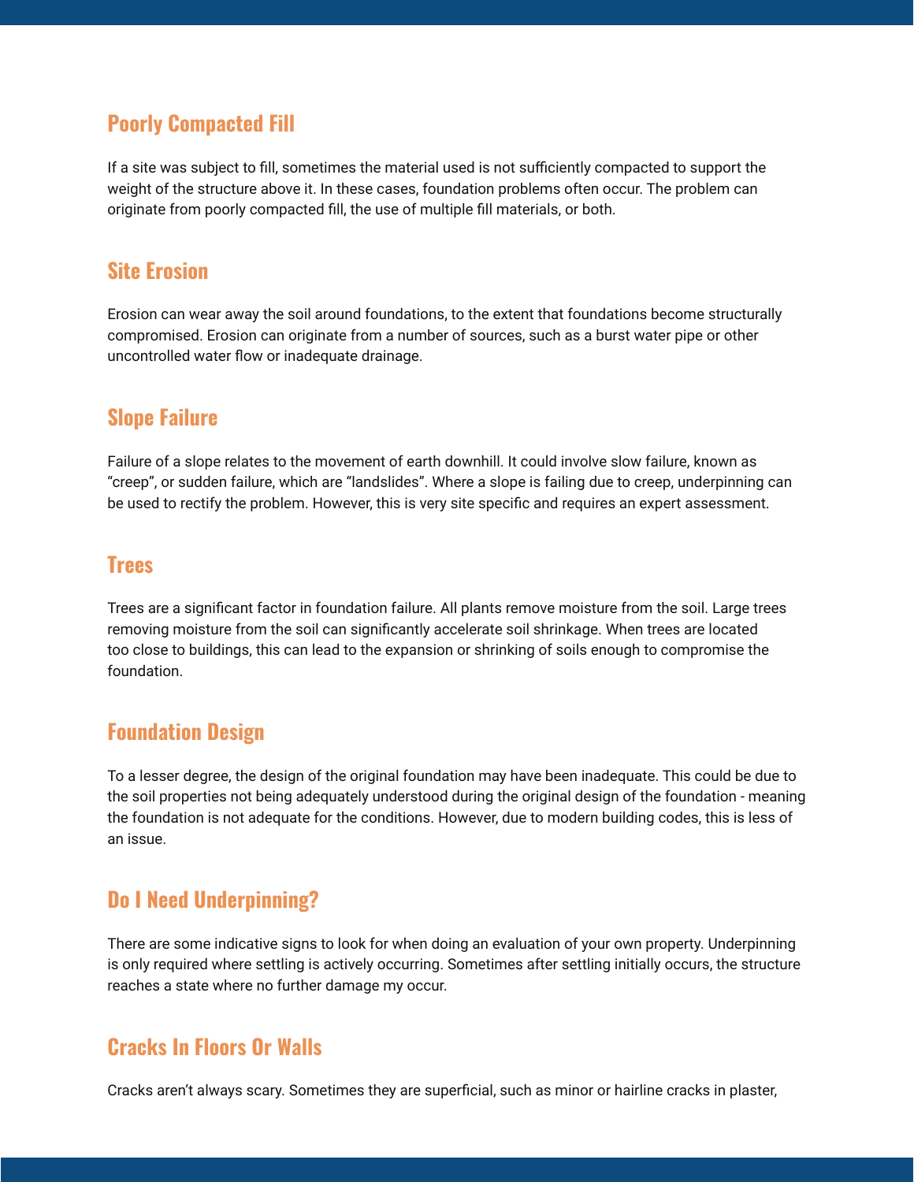## Poorly Compacted Fill

If a site was subject to fill, sometimes the material used is not sufficiently compacted to support the weight of the structure above it. In these cases, foundation problems often occur. The problem can originate from poorly compacted fill, the use of multiple fill materials, or both.

## Site Erosion

Erosion can wear away the soil around foundations, to the extent that foundations become structurally compromised. Erosion can originate from a number of sources, such as a burst water pipe or other uncontrolled water flow or inadequate drainage.

## Slope Failure

Failure of a slope relates to the movement of earth downhill. It could involve slow failure, known as "creep", or sudden failure, which are "landslides". Where a slope is failing due to creep, underpinning can be used to rectify the problem. However, this is very site specific and requires an expert assessment.

## Trees

Trees are a significant factor in foundation failure. All plants remove moisture from the soil. Large trees removing moisture from the soil can significantly accelerate soil shrinkage. When trees are located too close to buildings, this can lead to the expansion or shrinking of soils enough to compromise the foundation.

## Foundation Design

To a lesser degree, the design of the original foundation may have been inadequate. This could be due to the soil properties not being adequately understood during the original design of the foundation - meaning the foundation is not adequate for the conditions. However, due to modern building codes, this is less of an issue.

## Do I Need Underpinning?

There are some indicative signs to look for when doing an evaluation of your own property. Underpinning is only required where settling is actively occurring. Sometimes after settling initially occurs, the structure reaches a state where no further damage my occur.

## Cracks In Floors Or Walls

Cracks aren't always scary. Sometimes they are superficial, such as minor or hairline cracks in plaster,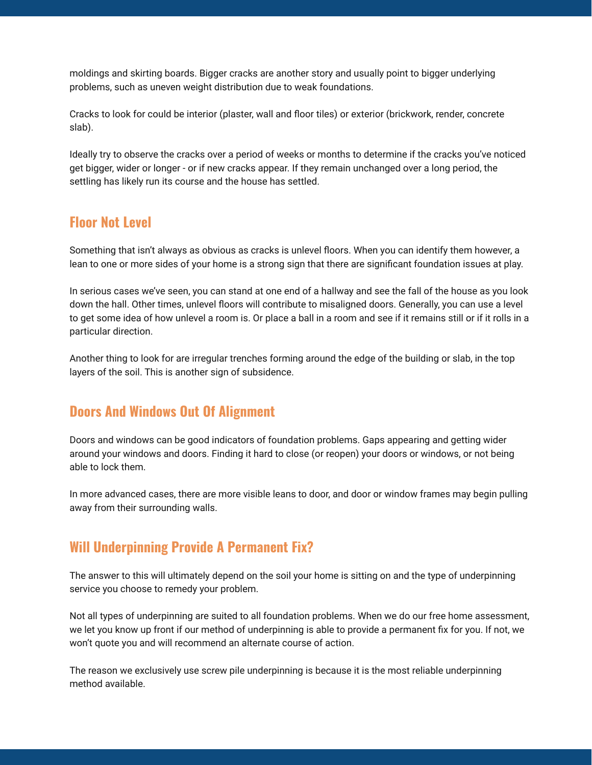moldings and skirting boards. Bigger cracks are another story and usually point to bigger underlying problems, such as uneven weight distribution due to weak foundations.

Cracks to look for could be interior (plaster, wall and floor tiles) or exterior (brickwork, render, concrete slab).

Ideally try to observe the cracks over a period of weeks or months to determine if the cracks you've noticed get bigger, wider or longer - or if new cracks appear. If they remain unchanged over a long period, the settling has likely run its course and the house has settled.

## Floor Not Level

Something that isn't always as obvious as cracks is unlevel floors. When you can identify them however, a lean to one or more sides of your home is a strong sign that there are significant foundation issues at play.

In serious cases we've seen, you can stand at one end of a hallway and see the fall of the house as you look down the hall. Other times, unlevel floors will contribute to misaligned doors. Generally, you can use a level to get some idea of how unlevel a room is. Or place a ball in a room and see if it remains still or if it rolls in a particular direction.

Another thing to look for are irregular trenches forming around the edge of the building or slab, in the top layers of the soil. This is another sign of subsidence.

## Doors And Windows Out Of Alignment

Doors and windows can be good indicators of foundation problems. Gaps appearing and getting wider around your windows and doors. Finding it hard to close (or reopen) your doors or windows, or not being able to lock them.

In more advanced cases, there are more visible leans to door, and door or window frames may begin pulling away from their surrounding walls.

## Will Underpinning Provide A Permanent Fix?

The answer to this will ultimately depend on the soil your home is sitting on and the type of underpinning service you choose to remedy your problem.

Not all types of underpinning are suited to all foundation problems. When we do our free home assessment, we let you know up front if our method of underpinning is able to provide a permanent fix for you. If not, we won't quote you and will recommend an alternate course of action.

The reason we exclusively use screw pile underpinning is because it is the most reliable underpinning method available.